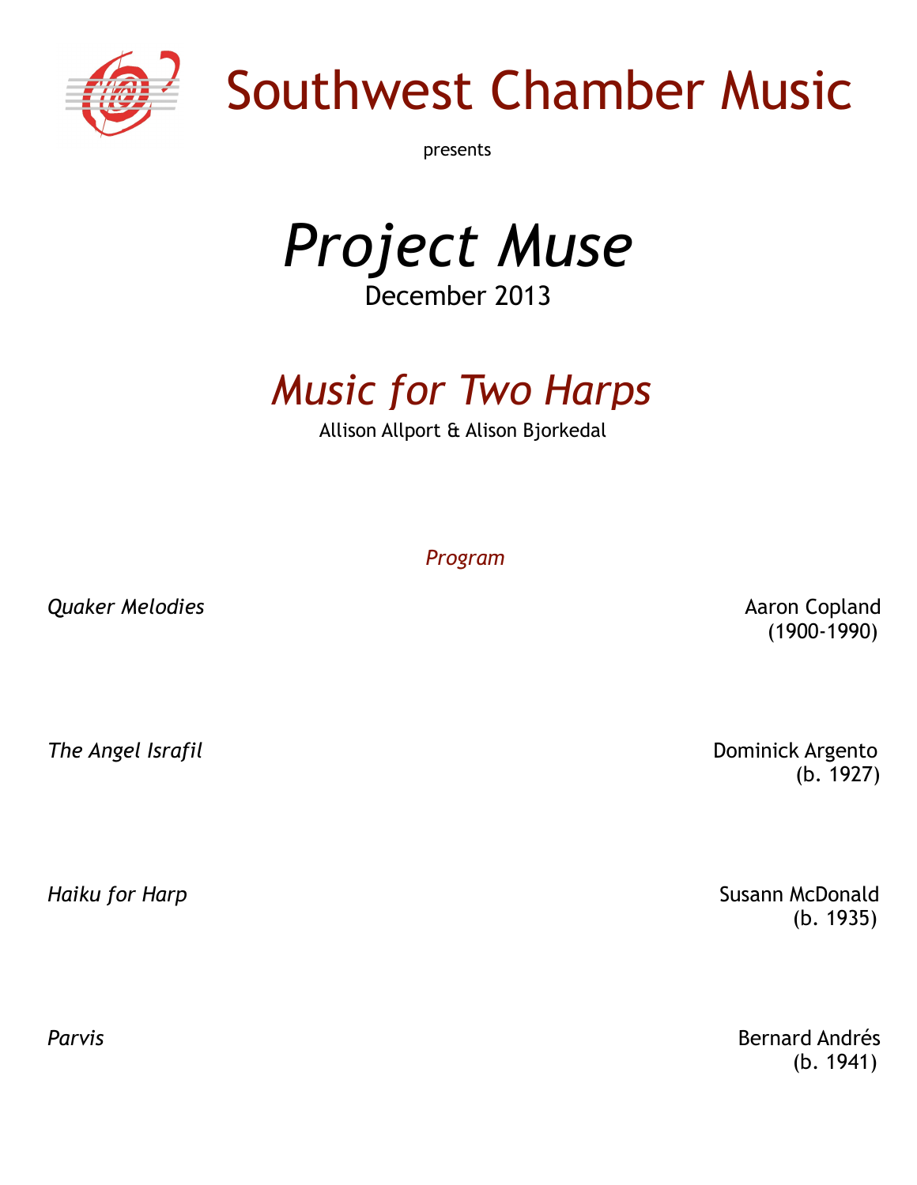# Southwest Chamber Music

presents

# *Project Muse*

December 2013

## *Music for Two Harps*

Allison Allport & Alison Bjorkedal

*Program*

*Quaker Melodies* — Aaron Copland (1900-1990)

*The Angel Israfil* — Dominick Argento (b. 1927)

*Haiku for Harp* — Susann McDonald (b. 1935)

*Parvis* — Bernard Andrés (b. 1941)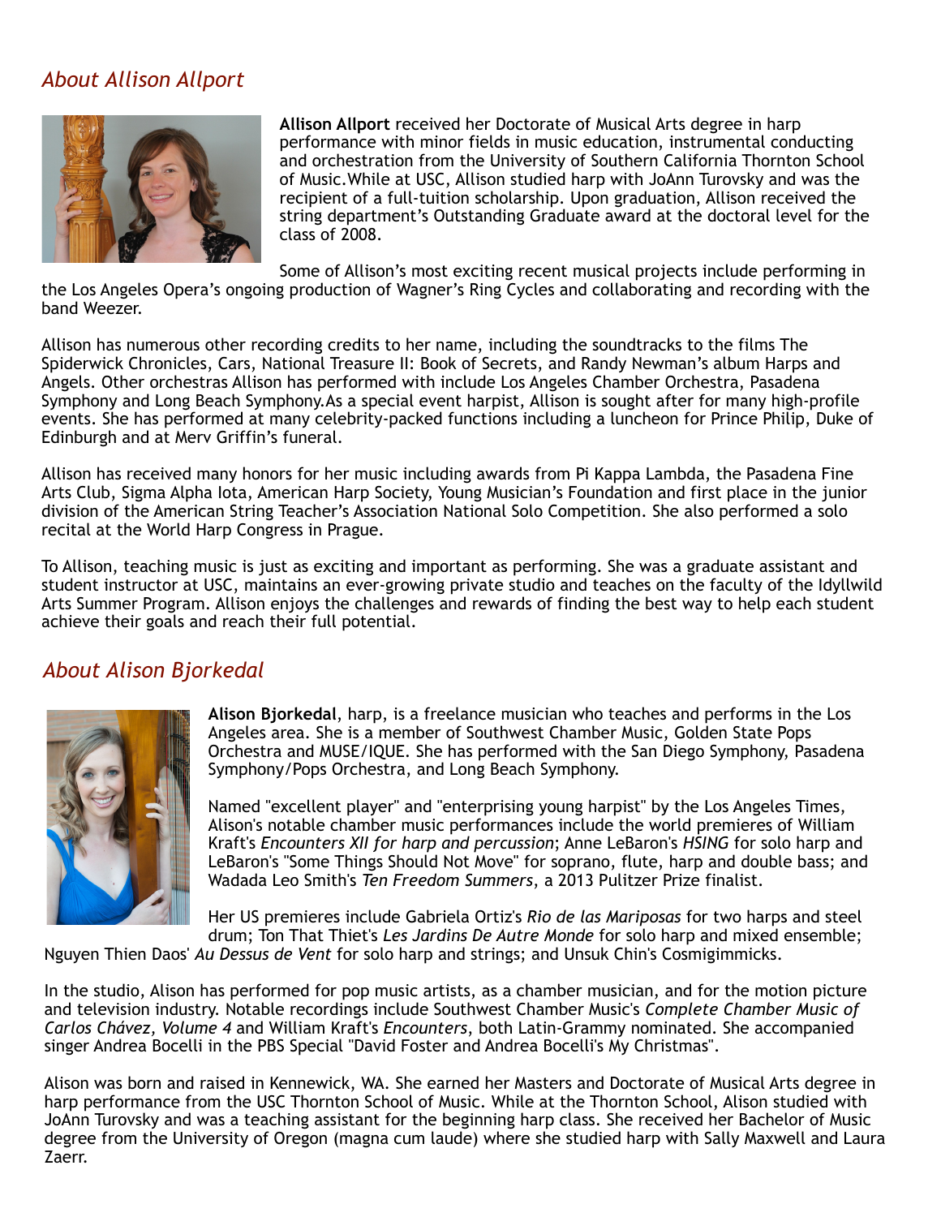## *About Allison Allport*

**Allison Allport** received her Doctorate of Musical Arts degree in harp performance with minor fields in music education, instrumental conducting and orchestration from the University of Southern California Thornton School of Music.While at USC, Allison studied harp with JoAnn Turovsky and was the recipient of a full-tuition scholarship. Upon graduation, Allison received the string department's Outstanding Graduate award at the doctoral level for the class of 2008.

Some of Allison's most exciting recent musical projects include performing in the Los Angeles Opera's ongoing production of Wagner's Ring Cycles and collaborating and recording with the band Weezer.

Allison has numerous other recording credits to her name, including the soundtracks to the films The Spiderwick Chronicles, Cars, National Treasure II: Book of Secrets, and Randy Newman's album Harps and Angels. Other orchestras Allison has performed with include Los Angeles Chamber Orchestra, Pasadena Symphony and Long Beach Symphony.As a special event harpist, Allison is sought after for many high-profile events. She has performed at many celebrity-packed functions including a luncheon for Prince Philip, Duke of Edinburgh and at Merv Griffin's funeral.

Allison has received many honors for her music including awards from Pi Kappa Lambda, the Pasadena Fine Arts Club, Sigma Alpha Iota, American Harp Society, Young Musician's Foundation and first place in the junior division of the American String Teacher's Association National Solo Competition. She also performed a solo recital at the World Harp Congress in Prague.

To Allison, teaching music is just as exciting and important as performing. She was a graduate assistant and student instructor at USC, maintains an ever-growing private studio and teaches on the faculty of the Idyllwild Arts Summer Program. Allison enjoys the challenges and rewards of finding the best way to help each student achieve their goals and reach their full potential.

## *About Alison Bjorkedal*

**Alison Bjorkedal**, harp, is a freelance musician who teaches and performs in the Los Angeles area. She is a member of Southwest Chamber Music, Golden State Pops Orchestra and MUSE/IQUE. She has performed with the San Diego Symphony, Pasadena Symphony/Pops Orchestra, and Long Beach Symphony.

Named "excellent player" and "enterprising young harpist" by the Los Angeles Times, Alison's notable chamber music performances include the world premieres of William Kraft's *Encounters XII for harp and percussion*; Anne LeBaron's *HSING* for solo harp and LeBaron's "Some Things Should Not Move" for soprano, flute, harp and double bass; and Wadada Leo Smith's *Ten Freedom Summers*, a 2013 Pulitzer Prize finalist.

Her US premieres include Gabriela Ortiz's *Rio de las Mariposas* for two harps and steel drum; Ton That Thiet's *Les Jardins De Autre Monde* for solo harp and mixed ensemble; Nguyen Thien Daos' *Au Dessus de Vent* for solo harp and strings; and Unsuk Chin's Cosmigimmicks.

In the studio, Alison has performed for pop music artists, as a chamber musician, and for the motion picture and television industry. Notable recordings include Southwest Chamber Music's *Complete Chamber Music of Carlos Chávez, Volume 4* and William Kraft's *Encounters*, both Latin-Grammy nominated. She accompanied singer Andrea Bocelli in the PBS Special "David Foster and Andrea Bocelli's My Christmas".

Alison was born and raised in Kennewick, WA. She earned her Masters and Doctorate of Musical Arts degree in harp performance from the USC Thornton School of Music. While at the Thornton School, Alison studied with JoAnn Turovsky and was a teaching assistant for the beginning harp class. She received her Bachelor of Music degree from the University of Oregon (magna cum laude) where she studied harp with Sally Maxwell and Laura Zaerr.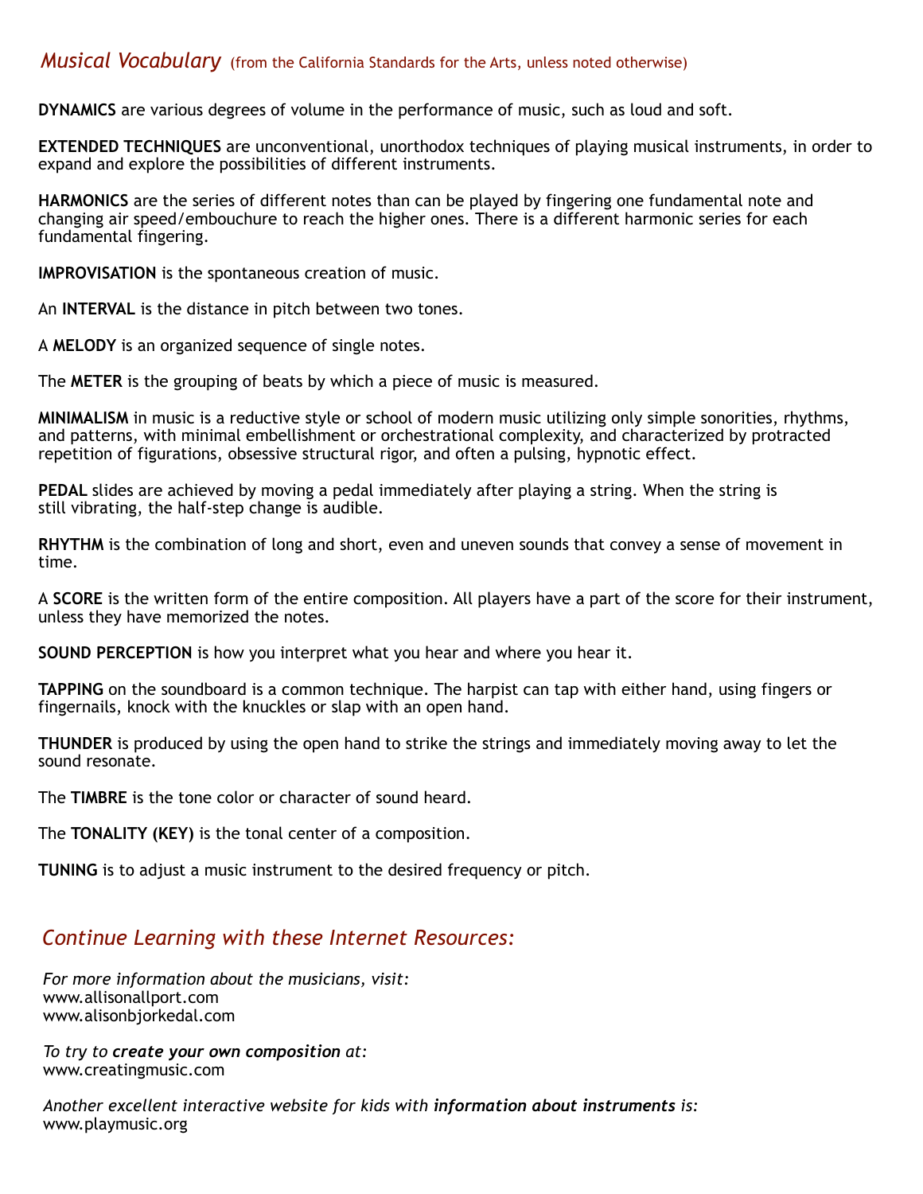## *Musical Vocabulary* (from the California Standards for the Arts, unless noted otherwise)

**DYNAMICS** are various degrees of volume in the performance of music, such as loud and soft.

**EXTENDED TECHNIQUES** are unconventional, unorthodox techniques of playing musical instruments, in order to expand and explore the possibilities of different instruments.

**HARMONICS** are the series of different notes than can be played by fingering one fundamental note and changing air speed/embouchure to reach the higher ones. There is a different harmonic series for each fundamental fingering.

**IMPROVISATION** is the spontaneous creation of music.

An **INTERVAL** is the distance in pitch between two tones.

A **MELODY** is an organized sequence of single notes.

The **METER** is the grouping of beats by which a piece of music is measured.

**MINIMALISM** in music is a reductive style or school of modern music utilizing only simple sonorities, rhythms, and patterns, with minimal embellishment or orchestrational complexity, and characterized by protracted repetition of figurations, obsessive structural rigor, and often a pulsing, hypnotic effect.

**PEDAL** slides are achieved by moving a pedal immediately after playing a string. When the string is still vibrating, the half-step change is audible.

**RHYTHM** is the combination of long and short, even and uneven sounds that convey a sense of movement in time.

A **SCORE** is the written form of the entire composition. All players have a part of the score for their instrument, unless they have memorized the notes.

**SOUND PERCEPTION** is how you interpret what you hear and where you hear it.

**TAPPING** on the soundboard is a common technique. The harpist can tap with either hand, using fingers or fingernails, knock with the knuckles or slap with an open hand.

**THUNDER** is produced by using the open hand to strike the strings and immediately moving away to let the sound resonate.

The **TIMBRE** is the tone color or character of sound heard.

The **TONALITY (KEY)** is the tonal center of a composition.

**TUNING** is to adjust a music instrument to the desired frequency or pitch.

## *Continue Learning with these Internet Resources:*

*For more information about the musicians, visit:*
www.allisonallport.com
www.alisonbjorkedal.com

*To try to **create your own composition** at:*
www.creatingmusic.com

*Another excellent interactive website for kids with **information about instruments** is:*
www.playmusic.org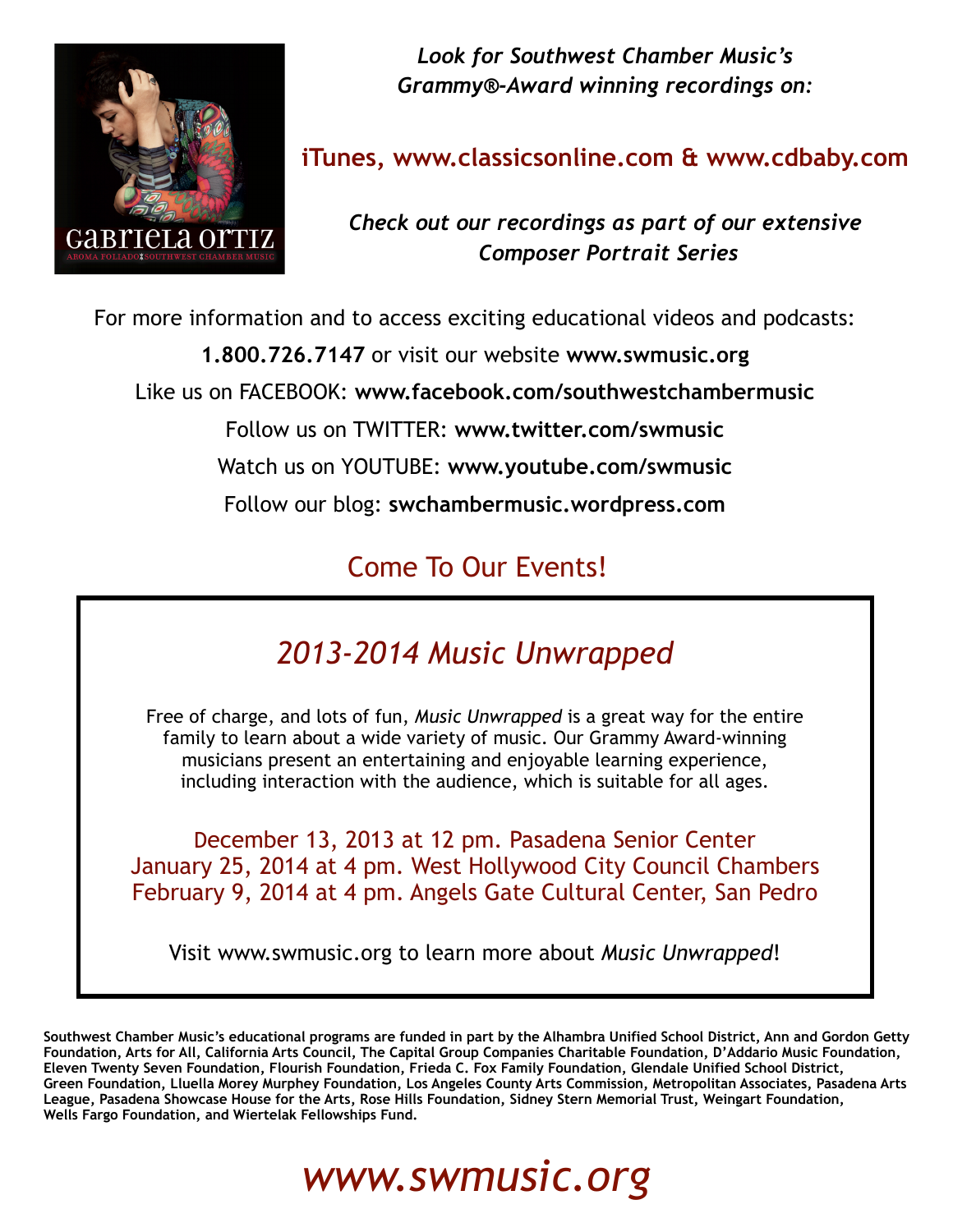Gabriela Ortiz

AROMA FOLIADO · SOUTHWEST CHAMBER MUSIC

***Look for Southwest Chamber Music's Grammy®-Award winning recordings on:***

**iTunes, www.classicsonline.com & www.cdbaby.com**

***Check out our recordings as part of our extensive Composer Portrait Series***

For more information and to access exciting educational videos and podcasts:

**1.800.726.7147** or visit our website **www.swmusic.org**

Like us on FACEBOOK: **www.facebook.com/southwestchambermusic**

Follow us on TWITTER: **www.twitter.com/swmusic**

Watch us on YOUTUBE: **www.youtube.com/swmusic**

Follow our blog: **swchambermusic.wordpress.com**

## Come To Our Events!

## *2013-2014 Music Unwrapped*

Free of charge, and lots of fun, *Music Unwrapped* is a great way for the entire family to learn about a wide variety of music. Our Grammy Award-winning musicians present an entertaining and enjoyable learning experience, including interaction with the audience, which is suitable for all ages.

December 13, 2013 at 12 pm. Pasadena Senior Center
January 25, 2014 at 4 pm. West Hollywood City Council Chambers
February 9, 2014 at 4 pm. Angels Gate Cultural Center, San Pedro

Visit www.swmusic.org to learn more about *Music Unwrapped*!

**Southwest Chamber Music's educational programs are funded in part by the Alhambra Unified School District, Ann and Gordon Getty Foundation, Arts for All, California Arts Council, The Capital Group Companies Charitable Foundation, D'Addario Music Foundation, Eleven Twenty Seven Foundation, Flourish Foundation, Frieda C. Fox Family Foundation, Glendale Unified School District, Green Foundation, Lluella Morey Murphey Foundation, Los Angeles County Arts Commission, Metropolitan Associates, Pasadena Arts League, Pasadena Showcase House for the Arts, Rose Hills Foundation, Sidney Stern Memorial Trust, Weingart Foundation, Wells Fargo Foundation, and Wiertelak Fellowships Fund.**

# *www.swmusic.org*